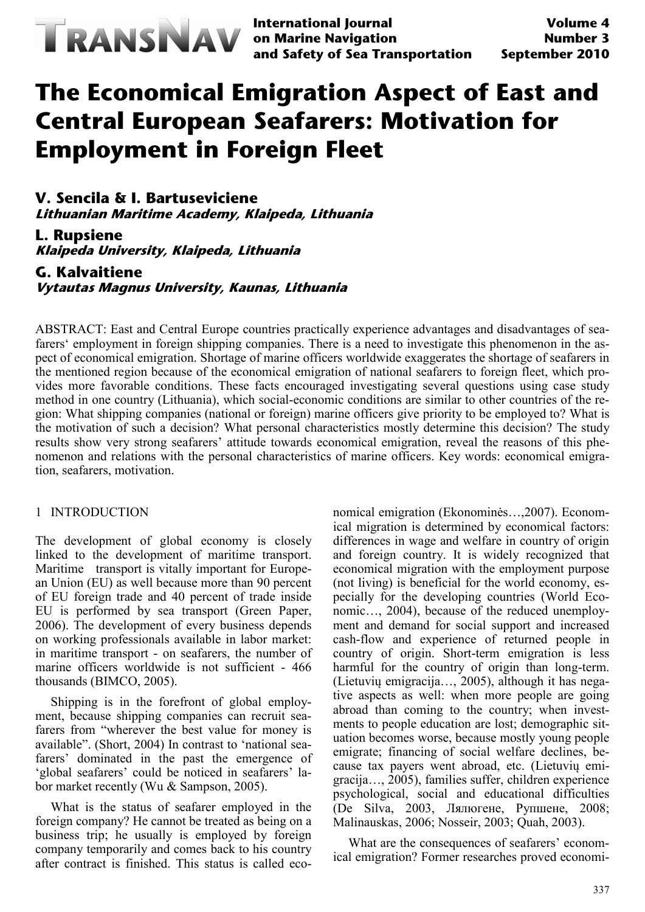# The Economical Emigration Aspect of East and Central European Seafarers: Motivation for Employment in Foreign Fleet

**V. Sencila & I. Bartuseviciene**
*Lithuanian Maritime Academy, Klaipeda, Lithuania*

**L. Rupsiene**
*Klaipeda University, Klaipeda, Lithuania*

**G. Kalvaitiene**
*Vytautas Magnus University, Kaunas, Lithuania*

ABSTRACT: East and Central Europe countries practically experience advantages and disadvantages of seafarers' employment in foreign shipping companies. There is a need to investigate this phenomenon in the aspect of economical emigration. Shortage of marine officers worldwide exaggerates the shortage of seafarers in the mentioned region because of the economical emigration of national seafarers to foreign fleet, which provides more favorable conditions. These facts encouraged investigating several questions using case study method in one country (Lithuania), which social-economic conditions are similar to other countries of the region: What shipping companies (national or foreign) marine officers give priority to be employed to? What is the motivation of such a decision? What personal characteristics mostly determine this decision? The study results show very strong seafarers' attitude towards economical emigration, reveal the reasons of this phenomenon and relations with the personal characteristics of marine officers. Key words: economical emigration, seafarers, motivation.

## 1 INTRODUCTION

The development of global economy is closely linked to the development of maritime transport. Maritime transport is vitally important for European Union (EU) as well because more than 90 percent of EU foreign trade and 40 percent of trade inside EU is performed by sea transport (Green Paper, 2006). The development of every business depends on working professionals available in labor market: in maritime transport - on seafarers, the number of marine officers worldwide is not sufficient - 466 thousands (BIMCO, 2005).

Shipping is in the forefront of global employment, because shipping companies can recruit seafarers from "wherever the best value for money is available". (Short, 2004) In contrast to 'national seafarers' dominated in the past the emergence of 'global seafarers' could be noticed in seafarers' labor market recently (Wu & Sampson, 2005).

What is the status of seafarer employed in the foreign company? He cannot be treated as being on a business trip; he usually is employed by foreign company temporarily and comes back to his country after contract is finished. This status is called economical emigration (Ekonominės…,2007). Economical migration is determined by economical factors: differences in wage and welfare in country of origin and foreign country. It is widely recognized that economical migration with the employment purpose (not living) is beneficial for the world economy, especially for the developing countries (World Economic…, 2004), because of the reduced unemployment and demand for social support and increased cash-flow and experience of returned people in country of origin. Short-term emigration is less harmful for the country of origin than long-term. (Lietuvių emigracija…, 2005), although it has negative aspects as well: when more people are going abroad than coming to the country; when investments to people education are lost; demographic situation becomes worse, because mostly young people emigrate; financing of social welfare declines, because tax payers went abroad, etc. (Lietuvių emigracija…, 2005), families suffer, children experience psychological, social and educational difficulties (De Silva, 2003, Ялюгене, Рупшене, 2008; Malinauskas, 2006; Nosseir, 2003; Quah, 2003).

What are the consequences of seafarers' economical emigration? Former researches proved economi-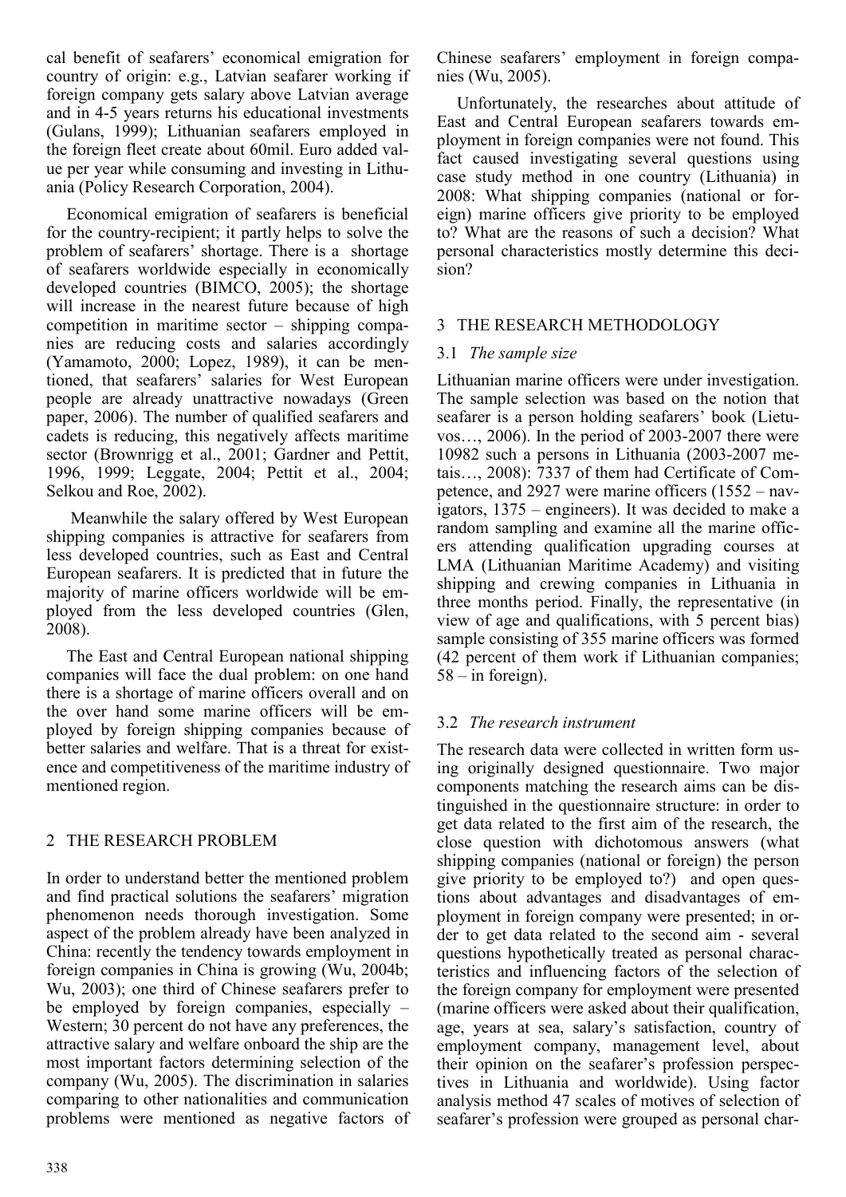cal benefit of seafarers' economical emigration for country of origin: e.g., Latvian seafarer working if foreign company gets salary above Latvian average and in 4-5 years returns his educational investments (Gulans, 1999); Lithuanian seafarers employed in the foreign fleet create about 60mil. Euro added value per year while consuming and investing in Lithuania (Policy Research Corporation, 2004).

Economical emigration of seafarers is beneficial for the country-recipient; it partly helps to solve the problem of seafarers' shortage. There is a shortage of seafarers worldwide especially in economically developed countries (BIMCO, 2005); the shortage will increase in the nearest future because of high competition in maritime sector – shipping companies are reducing costs and salaries accordingly (Yamamoto, 2000; Lopez, 1989), it can be mentioned, that seafarers' salaries for West European people are already unattractive nowadays (Green paper, 2006). The number of qualified seafarers and cadets is reducing, this negatively affects maritime sector (Brownrigg et al., 2001; Gardner and Pettit, 1996, 1999; Leggate, 2004; Pettit et al., 2004; Selkou and Roe, 2002).

Meanwhile the salary offered by West European shipping companies is attractive for seafarers from less developed countries, such as East and Central European seafarers. It is predicted that in future the majority of marine officers worldwide will be employed from the less developed countries (Glen, 2008).

The East and Central European national shipping companies will face the dual problem: on one hand there is a shortage of marine officers overall and on the over hand some marine officers will be employed by foreign shipping companies because of better salaries and welfare. That is a threat for existence and competitiveness of the maritime industry of mentioned region.

## 2 THE RESEARCH PROBLEM

In order to understand better the mentioned problem and find practical solutions the seafarers' migration phenomenon needs thorough investigation. Some aspect of the problem already have been analyzed in China: recently the tendency towards employment in foreign companies in China is growing (Wu, 2004b; Wu, 2003); one third of Chinese seafarers prefer to be employed by foreign companies, especially – Western; 30 percent do not have any preferences, the attractive salary and welfare onboard the ship are the most important factors determining selection of the company (Wu, 2005). The discrimination in salaries comparing to other nationalities and communication problems were mentioned as negative factors of Chinese seafarers' employment in foreign companies (Wu, 2005).

Unfortunately, the researches about attitude of East and Central European seafarers towards employment in foreign companies were not found. This fact caused investigating several questions using case study method in one country (Lithuania) in 2008: What shipping companies (national or foreign) marine officers give priority to be employed to? What are the reasons of such a decision? What personal characteristics mostly determine this decision?

## 3 THE RESEARCH METHODOLOGY

### 3.1 *The sample size*

Lithuanian marine officers were under investigation. The sample selection was based on the notion that seafarer is a person holding seafarers' book (Lietuvos…, 2006). In the period of 2003-2007 there were 10982 such a persons in Lithuania (2003-2007 metais…, 2008): 7337 of them had Certificate of Competence, and 2927 were marine officers (1552 – navigators, 1375 – engineers). It was decided to make a random sampling and examine all the marine officers attending qualification upgrading courses at LMA (Lithuanian Maritime Academy) and visiting shipping and crewing companies in Lithuania in three months period. Finally, the representative (in view of age and qualifications, with 5 percent bias) sample consisting of 355 marine officers was formed (42 percent of them work if Lithuanian companies; 58 – in foreign).

### 3.2 *The research instrument*

The research data were collected in written form using originally designed questionnaire. Two major components matching the research aims can be distinguished in the questionnaire structure: in order to get data related to the first aim of the research, the close question with dichotomous answers (what shipping companies (national or foreign) the person give priority to be employed to?) and open questions about advantages and disadvantages of employment in foreign company were presented; in order to get data related to the second aim - several questions hypothetically treated as personal characteristics and influencing factors of the selection of the foreign company for employment were presented (marine officers were asked about their qualification, age, years at sea, salary's satisfaction, country of employment company, management level, about their opinion on the seafarer's profession perspectives in Lithuania and worldwide). Using factor analysis method 47 scales of motives of selection of seafarer's profession were grouped as personal char-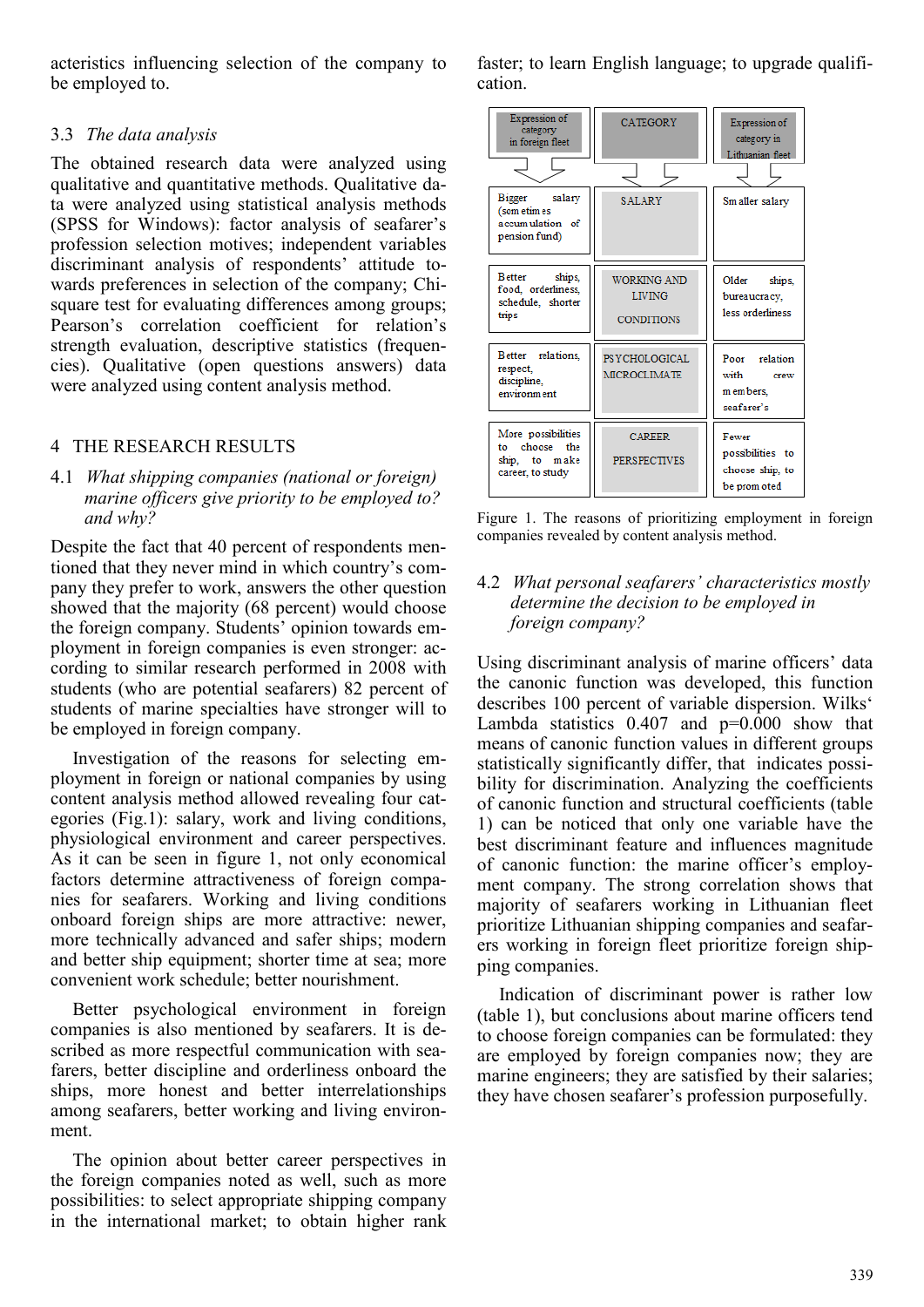acteristics influencing selection of the company to be employed to.

### 3.3 *The data analysis*

The obtained research data were analyzed using qualitative and quantitative methods. Qualitative data were analyzed using statistical analysis methods (SPSS for Windows): factor analysis of seafarer's profession selection motives; independent variables discriminant analysis of respondents' attitude towards preferences in selection of the company; Chi-square test for evaluating differences among groups; Pearson's correlation coefficient for relation's strength evaluation, descriptive statistics (frequencies). Qualitative (open questions answers) data were analyzed using content analysis method.

## 4 THE RESEARCH RESULTS

### 4.1 *What shipping companies (national or foreign) marine officers give priority to be employed to? and why?*

Despite the fact that 40 percent of respondents mentioned that they never mind in which country's company they prefer to work, answers the other question showed that the majority (68 percent) would choose the foreign company. Students' opinion towards employment in foreign companies is even stronger: according to similar research performed in 2008 with students (who are potential seafarers) 82 percent of students of marine specialties have stronger will to be employed in foreign company.

Investigation of the reasons for selecting employment in foreign or national companies by using content analysis method allowed revealing four categories (Fig.1): salary, work and living conditions, physiological environment and career perspectives. As it can be seen in figure 1, not only economical factors determine attractiveness of foreign companies for seafarers. Working and living conditions onboard foreign ships are more attractive: newer, more technically advanced and safer ships; modern and better ship equipment; shorter time at sea; more convenient work schedule; better nourishment.

Better psychological environment in foreign companies is also mentioned by seafarers. It is described as more respectful communication with seafarers, better discipline and orderliness onboard the ships, more honest and better interrelationships among seafarers, better working and living environment.

The opinion about better career perspectives in the foreign companies noted as well, such as more possibilities: to select appropriate shipping company in the international market; to obtain higher rank faster; to learn English language; to upgrade qualification.

| Expression of category in foreign fleet | CATEGORY | Expression of category in Lithuanian fleet |
|---|---|---|
| Bigger salary (sometimes accumulation of pension fund) | SALARY | Smaller salary |
| Better ships, food, orderliness, schedule, shorter trips | WORKING AND LIVING CONDITIONS | Older ships, bureaucracy, less orderliness |
| Better relations, respect, discipline, environment | PSYCHOLOGICAL MICROCLIMATE | Poor relation with crew members, seafarer's |
| More possibilities to choose the ship, to make career, to study | CAREER PERSPECTIVES | Fewer possibilities to choose ship, to be promoted |

Figure 1. The reasons of prioritizing employment in foreign companies revealed by content analysis method.

### 4.2 *What personal seafarers' characteristics mostly determine the decision to be employed in foreign company?*

Using discriminant analysis of marine officers' data the canonic function was developed, this function describes 100 percent of variable dispersion. Wilks' Lambda statistics 0.407 and p=0.000 show that means of canonic function values in different groups statistically significantly differ, that indicates possibility for discrimination. Analyzing the coefficients of canonic function and structural coefficients (table 1) can be noticed that only one variable have the best discriminant feature and influences magnitude of canonic function: the marine officer's employment company. The strong correlation shows that majority of seafarers working in Lithuanian fleet prioritize Lithuanian shipping companies and seafarers working in foreign fleet prioritize foreign shipping companies.

Indication of discriminant power is rather low (table 1), but conclusions about marine officers tend to choose foreign companies can be formulated: they are employed by foreign companies now; they are marine engineers; they are satisfied by their salaries; they have chosen seafarer's profession purposefully.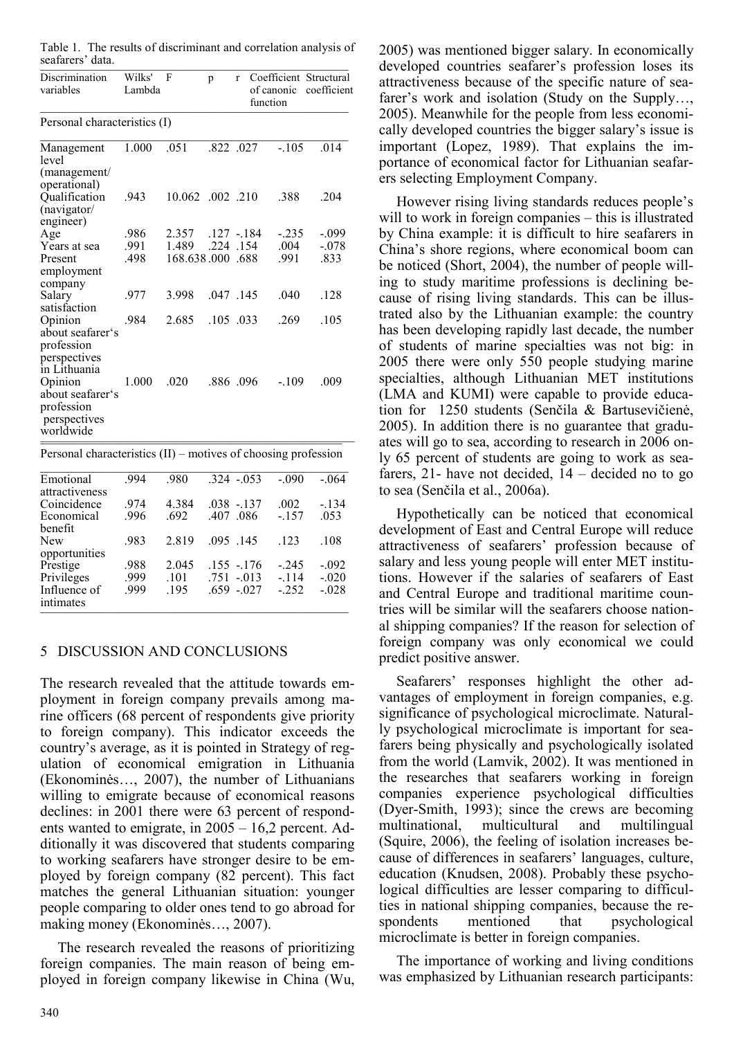Table 1. The results of discriminant and correlation analysis of seafarers' data.

| Discrimination variables | Wilks' Lambda | F | p | r | Coefficient of canonic function | Structural coefficient |
|---|---|---|---|---|---|---|
| *Personal characteristics (I)* | | | | | | |
| Management level (management/ operational) | 1.000 | .051 | .822 | .027 | -.105 | .014 |
| Qualification (navigator/ engineer) | .943 | 10.062 | .002 | .210 | .388 | .204 |
| Age | .986 | 2.357 | .127 | -.184 | -.235 | -.099 |
| Years at sea | .991 | 1.489 | .224 | .154 | .004 | -.078 |
| Present employment company | .498 | 168.638 | .000 | .688 | .991 | .833 |
| Salary satisfaction | .977 | 3.998 | .047 | .145 | .040 | .128 |
| Opinion about seafarer's profession perspectives in Lithuania | .984 | 2.685 | .105 | .033 | .269 | .105 |
| Opinion about seafarer's profession perspectives worldwide | 1.000 | .020 | .886 | .096 | -.109 | .009 |
| *Personal characteristics (II) – motives of choosing profession* | | | | | | |
| Emotional attractiveness | .994 | .980 | .324 | -.053 | -.090 | -.064 |
| Coincidence | .974 | 4.384 | .038 | -.137 | .002 | -.134 |
| Economical benefit | .996 | .692 | .407 | .086 | -.157 | .053 |
| New opportunities | .983 | 2.819 | .095 | .145 | .123 | .108 |
| Prestige | .988 | 2.045 | .155 | -.176 | -.245 | -.092 |
| Privileges | .999 | .101 | .751 | -.013 | -.114 | -.020 |
| Influence of intimates | .999 | .195 | .659 | -.027 | -.252 | -.028 |

## 5 DISCUSSION AND CONCLUSIONS

The research revealed that the attitude towards employment in foreign company prevails among marine officers (68 percent of respondents give priority to foreign company). This indicator exceeds the country's average, as it is pointed in Strategy of regulation of economical emigration in Lithuania (Ekonominės…, 2007), the number of Lithuanians willing to emigrate because of economical reasons declines: in 2001 there were 63 percent of respondents wanted to emigrate, in 2005 – 16,2 percent. Additionally it was discovered that students comparing to working seafarers have stronger desire to be employed by foreign company (82 percent). This fact matches the general Lithuanian situation: younger people comparing to older ones tend to go abroad for making money (Ekonominės…, 2007).

The research revealed the reasons of prioritizing foreign companies. The main reason of being employed in foreign company likewise in China (Wu, 2005) was mentioned bigger salary. In economically developed countries seafarer's profession loses its attractiveness because of the specific nature of seafarer's work and isolation (Study on the Supply…, 2005). Meanwhile for the people from less economically developed countries the bigger salary's issue is important (Lopez, 1989). That explains the importance of economical factor for Lithuanian seafarers selecting Employment Company.

However rising living standards reduces people's will to work in foreign companies – this is illustrated by China example: it is difficult to hire seafarers in China's shore regions, where economical boom can be noticed (Short, 2004), the number of people willing to study maritime professions is declining because of rising living standards. This can be illustrated also by the Lithuanian example: the country has been developing rapidly last decade, the number of students of marine specialties was not big: in 2005 there were only 550 people studying marine specialties, although Lithuanian MET institutions (LMA and KUMI) were capable to provide education for 1250 students (Senčila & Bartusevičienė, 2005). In addition there is no guarantee that graduates will go to sea, according to research in 2006 only 65 percent of students are going to work as seafarers, 21- have not decided, 14 – decided no to go to sea (Senčila et al., 2006a).

Hypothetically can be noticed that economical development of East and Central Europe will reduce attractiveness of seafarers' profession because of salary and less young people will enter MET institutions. However if the salaries of seafarers of East and Central Europe and traditional maritime countries will be similar will the seafarers choose national shipping companies? If the reason for selection of foreign company was only economical we could predict positive answer.

Seafarers' responses highlight the other advantages of employment in foreign companies, e.g. significance of psychological microclimate. Naturally psychological microclimate is important for seafarers being physically and psychologically isolated from the world (Lamvik, 2002). It was mentioned in the researches that seafarers working in foreign companies experience psychological difficulties (Dyer-Smith, 1993); since the crews are becoming multinational, multicultural and multilingual (Squire, 2006), the feeling of isolation increases because of differences in seafarers' languages, culture, education (Knudsen, 2008). Probably these psychological difficulties are lesser comparing to difficulties in national shipping companies, because the respondents mentioned that psychological microclimate is better in foreign companies.

The importance of working and living conditions was emphasized by Lithuanian research participants: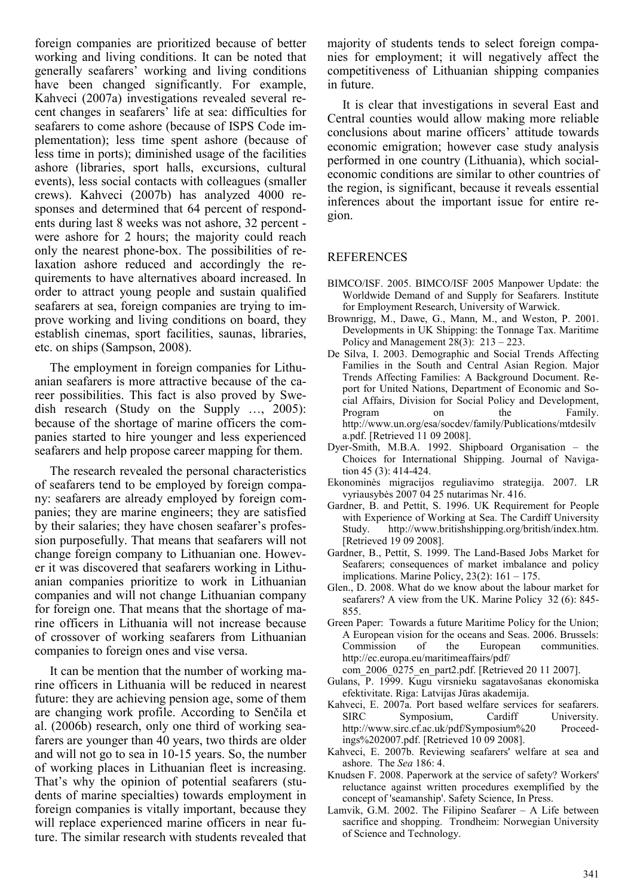foreign companies are prioritized because of better working and living conditions. It can be noted that generally seafarers' working and living conditions have been changed significantly. For example, Kahveci (2007a) investigations revealed several recent changes in seafarers' life at sea: difficulties for seafarers to come ashore (because of ISPS Code implementation); less time spent ashore (because of less time in ports); diminished usage of the facilities ashore (libraries, sport halls, excursions, cultural events), less social contacts with colleagues (smaller crews). Kahveci (2007b) has analyzed 4000 responses and determined that 64 percent of respondents during last 8 weeks was not ashore, 32 percent - were ashore for 2 hours; the majority could reach only the nearest phone-box. The possibilities of relaxation ashore reduced and accordingly the requirements to have alternatives aboard increased. In order to attract young people and sustain qualified seafarers at sea, foreign companies are trying to improve working and living conditions on board, they establish cinemas, sport facilities, saunas, libraries, etc. on ships (Sampson, 2008).

The employment in foreign companies for Lithuanian seafarers is more attractive because of the career possibilities. This fact is also proved by Swedish research (Study on the Supply …, 2005): because of the shortage of marine officers the companies started to hire younger and less experienced seafarers and help propose career mapping for them.

The research revealed the personal characteristics of seafarers tend to be employed by foreign company: seafarers are already employed by foreign companies; they are marine engineers; they are satisfied by their salaries; they have chosen seafarer's profession purposefully. That means that seafarers will not change foreign company to Lithuanian one. However it was discovered that seafarers working in Lithuanian companies prioritize to work in Lithuanian companies and will not change Lithuanian company for foreign one. That means that the shortage of marine officers in Lithuania will not increase because of crossover of working seafarers from Lithuanian companies to foreign ones and vise versa.

It can be mention that the number of working marine officers in Lithuania will be reduced in nearest future: they are achieving pension age, some of them are changing work profile. According to Senčila et al. (2006b) research, only one third of working seafarers are younger than 40 years, two thirds are older and will not go to sea in 10-15 years. So, the number of working places in Lithuanian fleet is increasing. That's why the opinion of potential seafarers (students of marine specialties) towards employment in foreign companies is vitally important, because they will replace experienced marine officers in near future. The similar research with students revealed that majority of students tends to select foreign companies for employment; it will negatively affect the competitiveness of Lithuanian shipping companies in future.

It is clear that investigations in several East and Central counties would allow making more reliable conclusions about marine officers' attitude towards economic emigration; however case study analysis performed in one country (Lithuania), which social-economic conditions are similar to other countries of the region, is significant, because it reveals essential inferences about the important issue for entire region.

## REFERENCES

- BIMCO/ISF. 2005. BIMCO/ISF 2005 Manpower Update: the Worldwide Demand of and Supply for Seafarers. Institute for Employment Research, University of Warwick.
- Brownrigg, M., Dawe, G., Mann, M., and Weston, P. 2001. Developments in UK Shipping: the Tonnage Tax. Maritime Policy and Management 28(3): 213 – 223.
- De Silva, I. 2003. Demographic and Social Trends Affecting Families in the South and Central Asian Region. Major Trends Affecting Families: A Background Document. Report for United Nations, Department of Economic and Social Affairs, Division for Social Policy and Development, Program on the Family. http://www.un.org/esa/socdev/family/Publications/mtdesilva.pdf. [Retrieved 11 09 2008].
- Dyer-Smith, M.B.A. 1992. Shipboard Organisation – the Choices for International Shipping. Journal of Navigation 45 (3): 414-424.
- Ekonominės migracijos reguliavimo strategija. 2007. LR vyriausybės 2007 04 25 nutarimas Nr. 416.
- Gardner, B. and Pettit, S. 1996. UK Requirement for People with Experience of Working at Sea. The Cardiff University Study. http://www.britishshipping.org/british/index.htm. [Retrieved 19 09 2008].
- Gardner, B., Pettit, S. 1999. The Land-Based Jobs Market for Seafarers; consequences of market imbalance and policy implications. Marine Policy, 23(2): 161 – 175.
- Glen., D. 2008. What do we know about the labour market for seafarers? A view from the UK. Marine Policy 32 (6): 845-855.
- Green Paper: Towards a future Maritime Policy for the Union; A European vision for the oceans and Seas. 2006. Brussels: Commission of the European communities. http://ec.europa.eu/maritimeaffairs/pdf/com_2006_0275_en_part2.pdf. [Retrieved 20 11 2007].
- Gulans, P. 1999. Kugu virsnieku sagatavošanas ekonomiska efektivitate. Riga: Latvijas Jūras akademija.
- Kahveci, E. 2007a. Port based welfare services for seafarers. SIRC Symposium, Cardiff University. http://www.sirc.cf.ac.uk/pdf/Symposium%20 Proceedings%202007.pdf. [Retrieved 10 09 2008].
- Kahveci, E. 2007b. Reviewing seafarers' welfare at sea and ashore. The *Sea* 186: 4.
- Knudsen F. 2008. Paperwork at the service of safety? Workers' reluctance against written procedures exemplified by the concept of 'seamanship'. Safety Science, In Press.
- Lamvik, G.M. 2002. The Filipino Seafarer – A Life between sacrifice and shopping. Trondheim: Norwegian University of Science and Technology.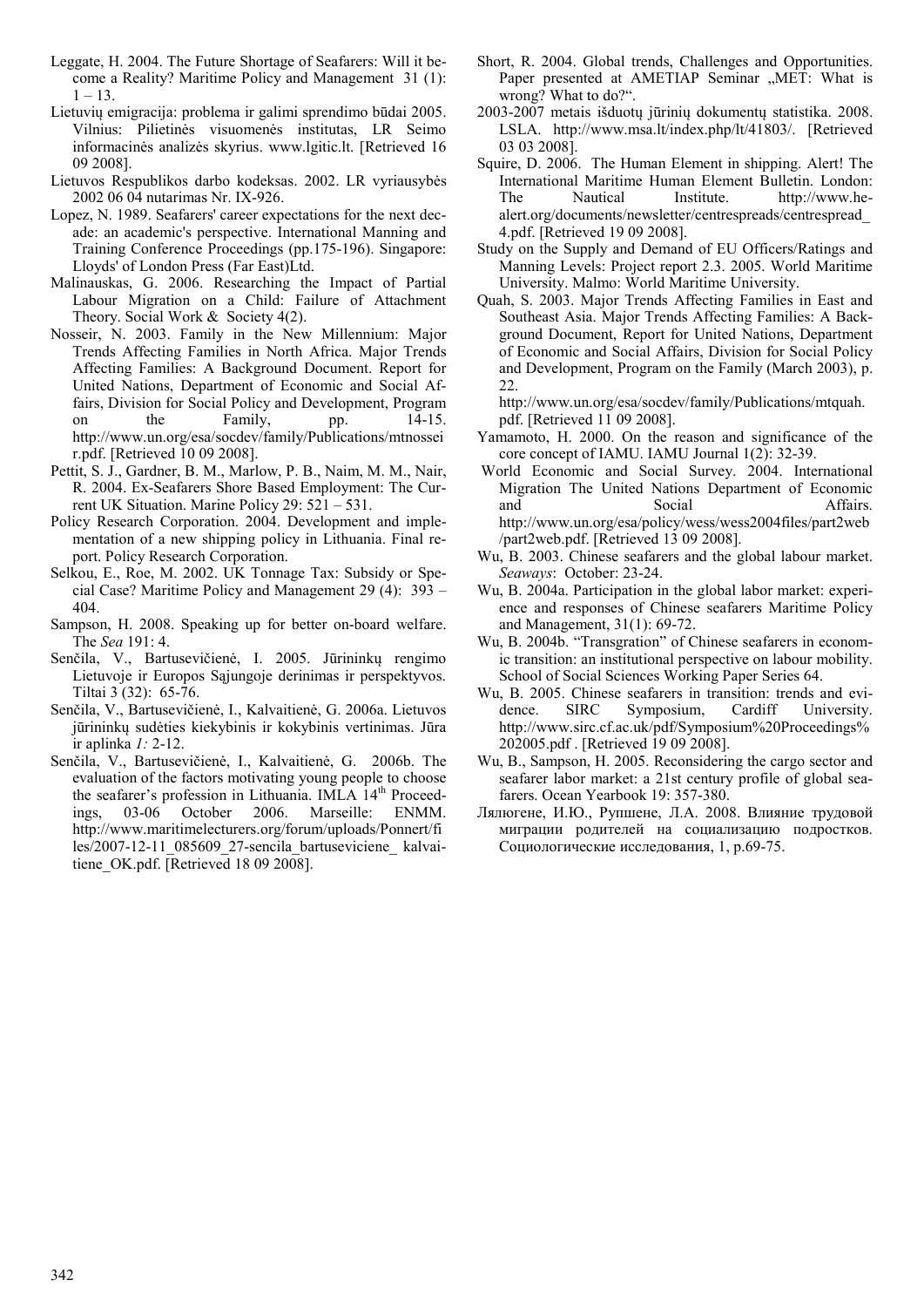Leggate, H. 2004. The Future Shortage of Seafarers: Will it become a Reality? Maritime Policy and Management 31 (1): 1 – 13.

Lietuvių emigracija: problema ir galimi sprendimo būdai 2005. Vilnius: Pilietinės visuomenės institutas, LR Seimo informacinės analizės skyrius. www.lgitic.lt. [Retrieved 16 09 2008].

Lietuvos Respublikos darbo kodeksas. 2002. LR vyriausybės 2002 06 04 nutarimas Nr. IX-926.

Lopez, N. 1989. Seafarers' career expectations for the next decade: an academic's perspective. International Manning and Training Conference Proceedings (pp.175-196). Singapore: Lloyds' of London Press (Far East)Ltd.

Malinauskas, G. 2006. Researching the Impact of Partial Labour Migration on a Child: Failure of Attachment Theory. Social Work & Society 4(2).

Nosseir, N. 2003. Family in the New Millennium: Major Trends Affecting Families in North Africa. Major Trends Affecting Families: A Background Document. Report for United Nations, Department of Economic and Social Affairs, Division for Social Policy and Development, Program on the Family, pp. 14-15. http://www.un.org/esa/socdev/family/Publications/mtnosseir.pdf. [Retrieved 10 09 2008].

Pettit, S. J., Gardner, B. M., Marlow, P. B., Naim, M. M., Nair, R. 2004. Ex-Seafarers Shore Based Employment: The Current UK Situation. Marine Policy 29: 521 – 531.

Policy Research Corporation. 2004. Development and implementation of a new shipping policy in Lithuania. Final report. Policy Research Corporation.

Selkou, E., Roe, M. 2002. UK Tonnage Tax: Subsidy or Special Case? Maritime Policy and Management 29 (4): 393 – 404.

Sampson, H. 2008. Speaking up for better on-board welfare. The *Sea* 191: 4.

Senčila, V., Bartusevičienė, I. 2005. Jūrininkų rengimo Lietuvoje ir Europos Sąjungoje derinimas ir perspektyvos. Tiltai 3 (32): 65-76.

Senčila, V., Bartusevičienė, I., Kalvaitienė, G. 2006a. Lietuvos jūrininkų sudėties kiekybinis ir kokybinis vertinimas. Jūra ir aplinka *1:* 2-12.

Senčila, V., Bartusevičienė, I., Kalvaitienė, G. 2006b. The evaluation of the factors motivating young people to choose the seafarer's profession in Lithuania. IMLA 14th Proceedings, 03-06 October 2006. Marseille: ENMM. http://www.maritimelecturers.org/forum/uploads/Ponnert/files/2007-12-11_085609_27-sencila_bartuseviciene_ kalvaitiene_OK.pdf. [Retrieved 18 09 2008].

Short, R. 2004. Global trends, Challenges and Opportunities. Paper presented at AMETIAP Seminar „MET: What is wrong? What to do?".

2003-2007 metais išduotų jūrinių dokumentų statistika. 2008. LSLA. http://www.msa.lt/index.php/lt/41803/. [Retrieved 03 03 2008].

Squire, D. 2006. The Human Element in shipping. Alert! The International Maritime Human Element Bulletin. London: The Nautical Institute. http://www.he-alert.org/documents/newsletter/centrespreads/centrespread_4.pdf. [Retrieved 19 09 2008].

Study on the Supply and Demand of EU Officers/Ratings and Manning Levels: Project report 2.3. 2005. World Maritime University. Malmo: World Maritime University.

Quah, S. 2003. Major Trends Affecting Families in East and Southeast Asia. Major Trends Affecting Families: A Background Document, Report for United Nations, Department of Economic and Social Affairs, Division for Social Policy and Development, Program on the Family (March 2003), p. 22. http://www.un.org/esa/socdev/family/Publications/mtquah.pdf. [Retrieved 11 09 2008].

Yamamoto, H. 2000. On the reason and significance of the core concept of IAMU. IAMU Journal 1(2): 32-39.

World Economic and Social Survey. 2004. International Migration The United Nations Department of Economic and Social Affairs. http://www.un.org/esa/policy/wess/wess2004files/part2web/part2web.pdf. [Retrieved 13 09 2008].

Wu, B. 2003. Chinese seafarers and the global labour market. *Seaways*: October: 23-24.

Wu, B. 2004a. Participation in the global labor market: experience and responses of Chinese seafarers Maritime Policy and Management, 31(1): 69-72.

Wu, B. 2004b. "Transgration" of Chinese seafarers in economic transition: an institutional perspective on labour mobility. School of Social Sciences Working Paper Series 64.

Wu, B. 2005. Chinese seafarers in transition: trends and evidence. SIRC Symposium, Cardiff University. http://www.sirc.cf.ac.uk/pdf/Symposium%20Proceedings%202005.pdf . [Retrieved 19 09 2008].

Wu, B., Sampson, H. 2005. Reconsidering the cargo sector and seafarer labor market: a 21st century profile of global seafarers. Ocean Yearbook 19: 357-380.

Лялюгене, И.Ю., Рупшене, Л.А. 2008. Влияние трудовой миграции родителей на социализацию подростков. Социологические исследования, 1, p.69-75.